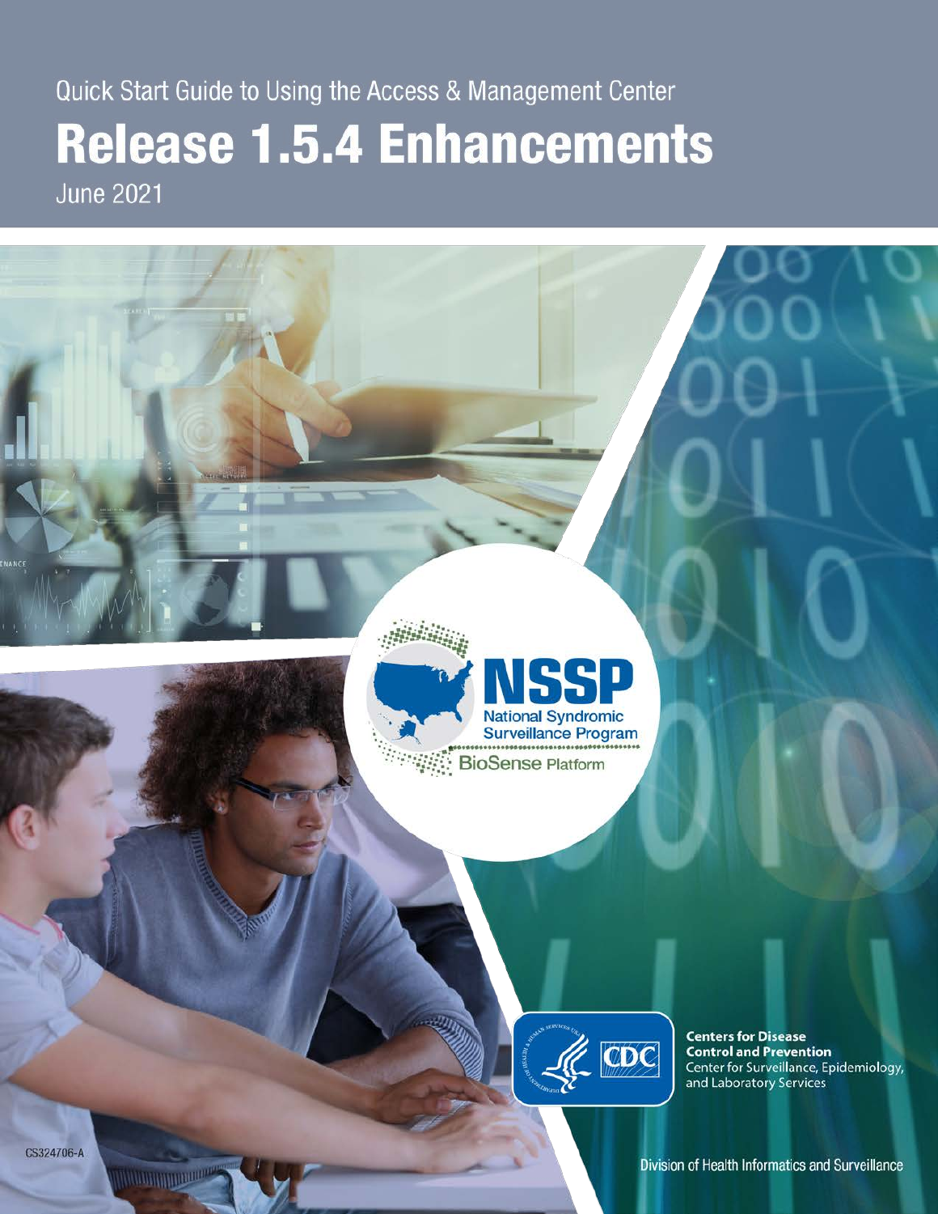Quick Start Guide to Using the Access & Management Center

# Release 1.5.4 Enhancements

June 2021

**NSSP**
National Syndromic Surveillance Program
BioSense Platform

**Centers for Disease Control and Prevention**
Center for Surveillance, Epidemiology, and Laboratory Services

CS324706-A

Division of Health Informatics and Surveillance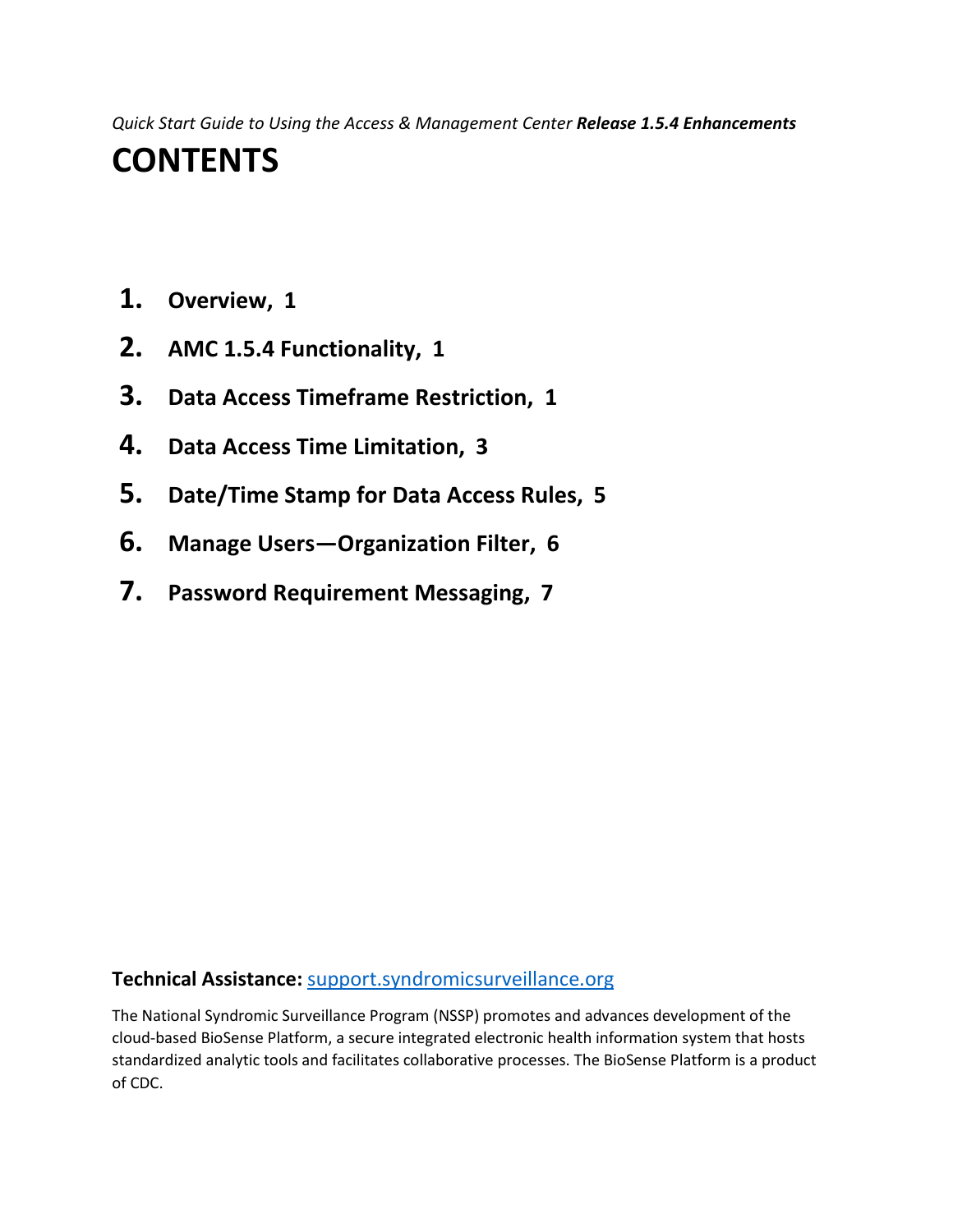*Quick Start Guide to Using the Access & Management Center* ***Release 1.5.4 Enhancements***

# CONTENTS

1. **Overview, 1**
2. **AMC 1.5.4 Functionality, 1**
3. **Data Access Timeframe Restriction, 1**
4. **Data Access Time Limitation, 3**
5. **Date/Time Stamp for Data Access Rules, 5**
6. **Manage Users—Organization Filter, 6**
7. **Password Requirement Messaging, 7**

**Technical Assistance:** [support.syndromicsurveillance.org](support.syndromicsurveillance.org)

The National Syndromic Surveillance Program (NSSP) promotes and advances development of the cloud-based BioSense Platform, a secure integrated electronic health information system that hosts standardized analytic tools and facilitates collaborative processes. The BioSense Platform is a product of CDC.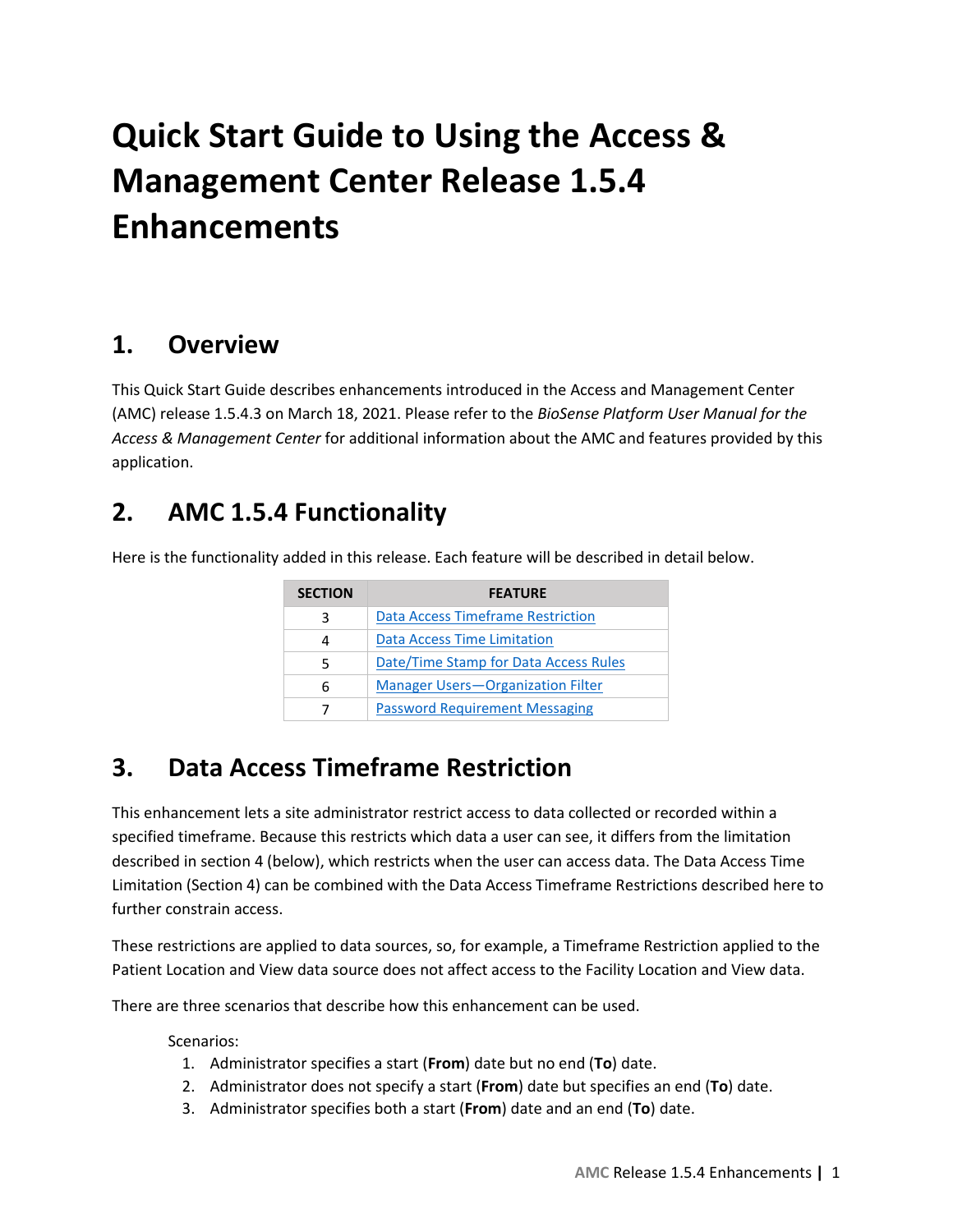# Quick Start Guide to Using the Access & Management Center Release 1.5.4 Enhancements

## 1. Overview

This Quick Start Guide describes enhancements introduced in the Access and Management Center (AMC) release 1.5.4.3 on March 18, 2021. Please refer to the *BioSense Platform User Manual for the Access & Management Center* for additional information about the AMC and features provided by this application.

## 2. AMC 1.5.4 Functionality

Here is the functionality added in this release. Each feature will be described in detail below.

| SECTION | FEATURE |
|---|---|
| 3 | Data Access Timeframe Restriction |
| 4 | Data Access Time Limitation |
| 5 | Date/Time Stamp for Data Access Rules |
| 6 | Manager Users—Organization Filter |
| 7 | Password Requirement Messaging |

## 3. Data Access Timeframe Restriction

This enhancement lets a site administrator restrict access to data collected or recorded within a specified timeframe. Because this restricts which data a user can see, it differs from the limitation described in section 4 (below), which restricts when the user can access data. The Data Access Time Limitation (Section 4) can be combined with the Data Access Timeframe Restrictions described here to further constrain access.

These restrictions are applied to data sources, so, for example, a Timeframe Restriction applied to the Patient Location and View data source does not affect access to the Facility Location and View data.

There are three scenarios that describe how this enhancement can be used.

Scenarios:

1. Administrator specifies a start (**From**) date but no end (**To**) date.
2. Administrator does not specify a start (**From**) date but specifies an end (**To**) date.
3. Administrator specifies both a start (**From**) date and an end (**To**) date.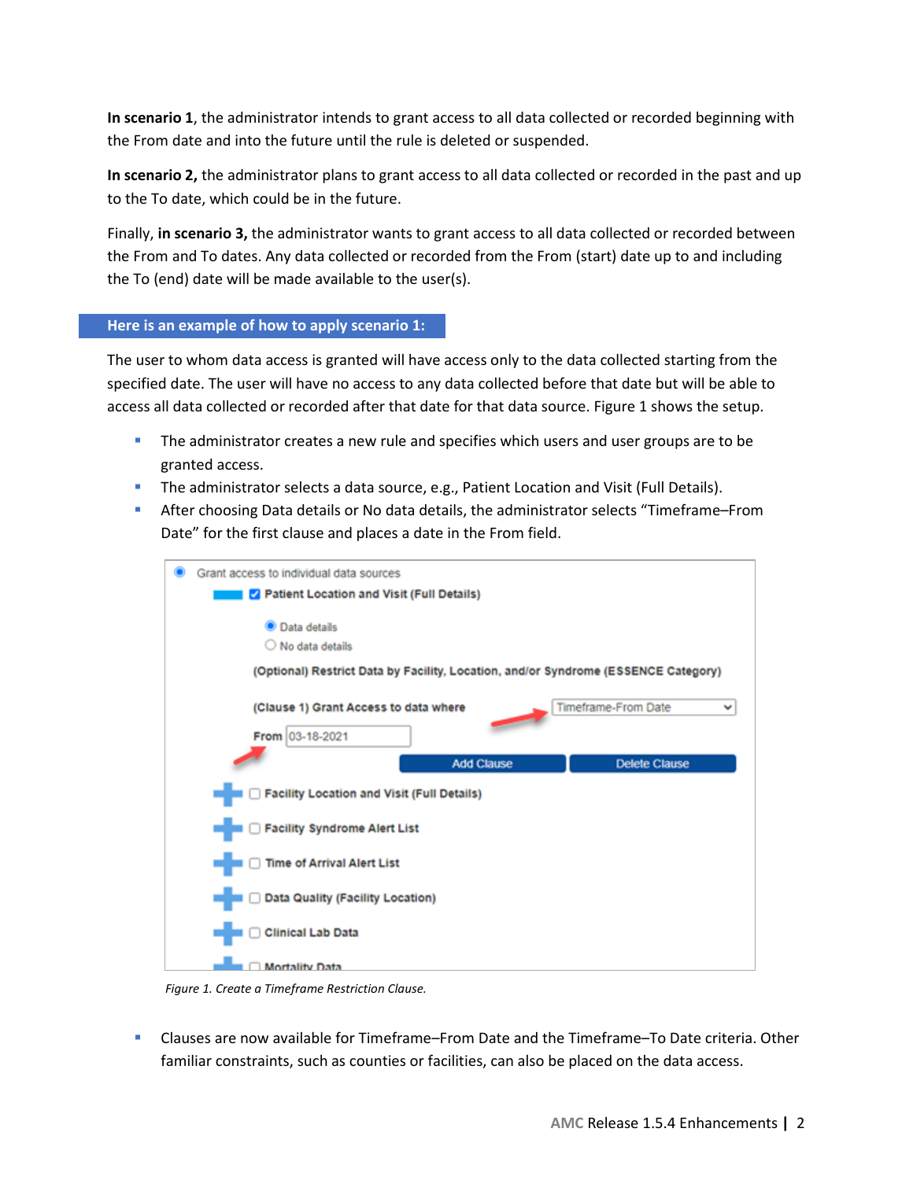**In scenario 1**, the administrator intends to grant access to all data collected or recorded beginning with the From date and into the future until the rule is deleted or suspended.

**In scenario 2,** the administrator plans to grant access to all data collected or recorded in the past and up to the To date, which could be in the future.

Finally, **in scenario 3,** the administrator wants to grant access to all data collected or recorded between the From and To dates. Any data collected or recorded from the From (start) date up to and including the To (end) date will be made available to the user(s).

## Here is an example of how to apply scenario 1:

The user to whom data access is granted will have access only to the data collected starting from the specified date. The user will have no access to any data collected before that date but will be able to access all data collected or recorded after that date for that data source. Figure 1 shows the setup.

- The administrator creates a new rule and specifies which users and user groups are to be granted access.
- The administrator selects a data source, e.g., Patient Location and Visit (Full Details).
- After choosing Data details or No data details, the administrator selects "Timeframe–From Date" for the first clause and places a date in the From field.

*Figure 1. Create a Timeframe Restriction Clause.*

- Clauses are now available for Timeframe–From Date and the Timeframe–To Date criteria. Other familiar constraints, such as counties or facilities, can also be placed on the data access.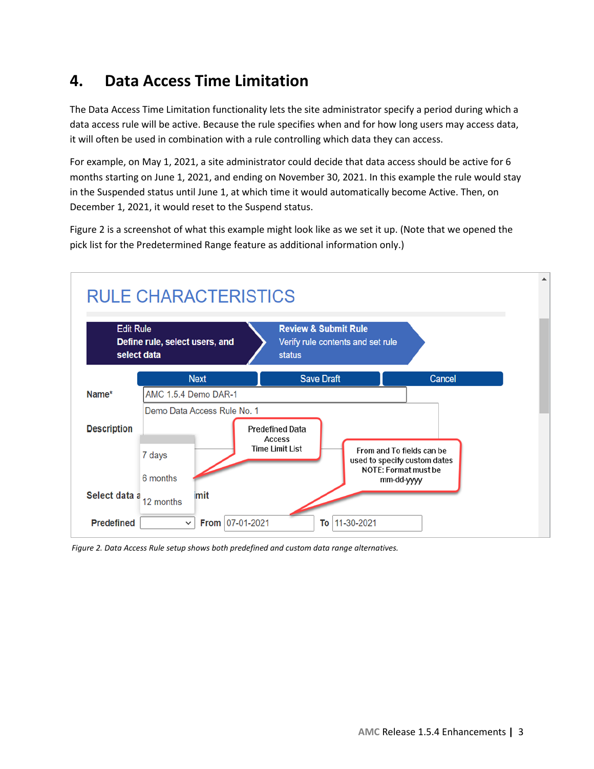# 4. Data Access Time Limitation

The Data Access Time Limitation functionality lets the site administrator specify a period during which a data access rule will be active. Because the rule specifies when and for how long users may access data, it will often be used in combination with a rule controlling which data they can access.

For example, on May 1, 2021, a site administrator could decide that data access should be active for 6 months starting on June 1, 2021, and ending on November 30, 2021. In this example the rule would stay in the Suspended status until June 1, at which time it would automatically become Active. Then, on December 1, 2021, it would reset to the Suspend status.

Figure 2 is a screenshot of what this example might look like as we set it up. (Note that we opened the pick list for the Predetermined Range feature as additional information only.)

*Figure 2. Data Access Rule setup shows both predefined and custom data range alternatives.*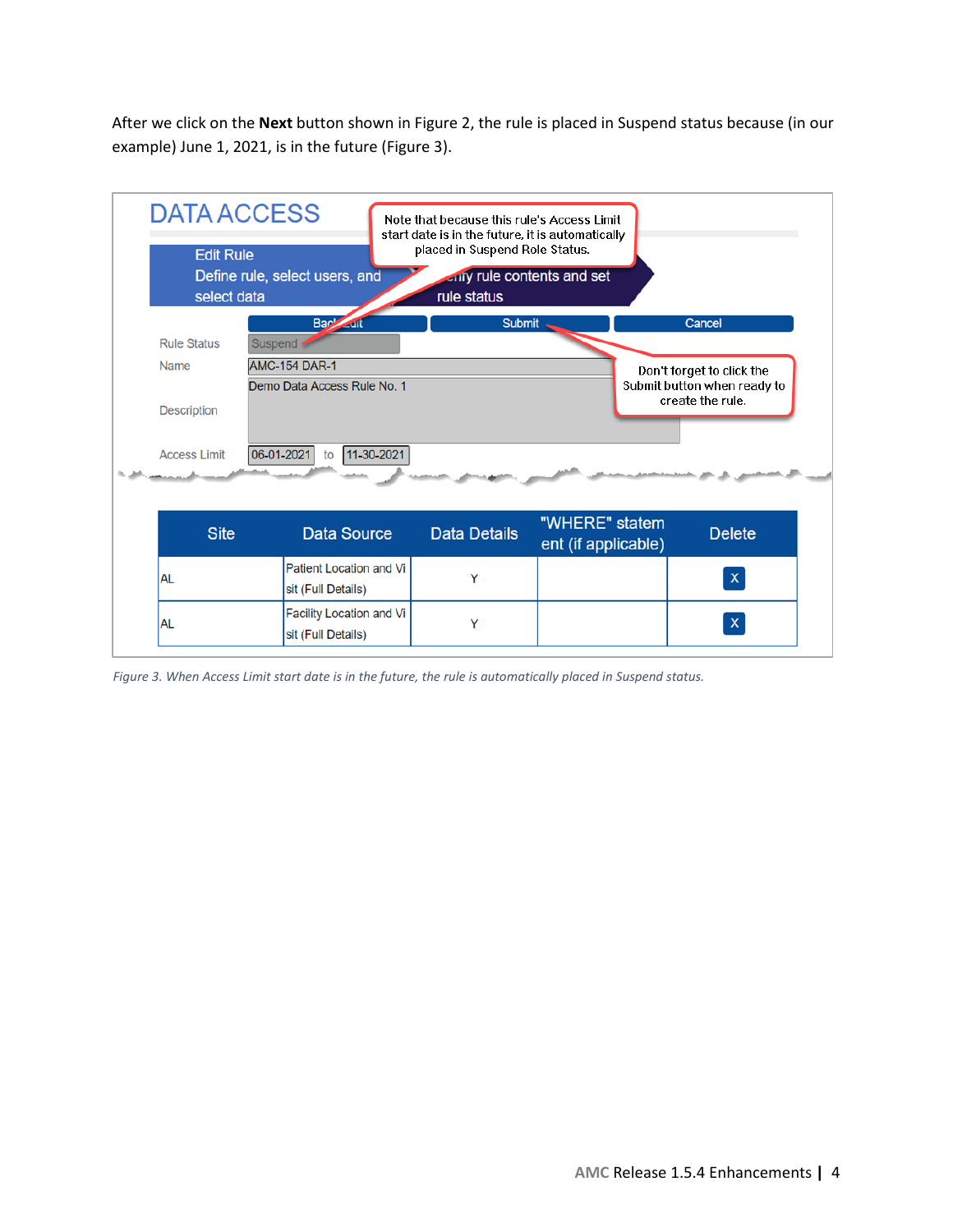After we click on the **Next** button shown in Figure 2, the rule is placed in Suspend status because (in our example) June 1, 2021, is in the future (Figure 3).

# DATA ACCESS

Note that because this rule's Access Limit start date is in the future, it is automatically placed in Suspend Role Status.

Edit Rule
Define rule, select users, and select data

…rify rule contents and set rule status

Back Edit | Submit | Cancel

Don't forget to click the Submit button when ready to create the rule.

Rule Status: Suspend

Name: AMC-154 DAR-1

Description: Demo Data Access Rule No. 1

Access Limit: 06-01-2021 to 11-30-2021

| Site | Data Source | Data Details | "WHERE" statement (if applicable) | Delete |
|---|---|---|---|---|
| AL | Patient Location and Visit (Full Details) | Y | | X |
| AL | Facility Location and Visit (Full Details) | Y | | X |

*Figure 3. When Access Limit start date is in the future, the rule is automatically placed in Suspend status.*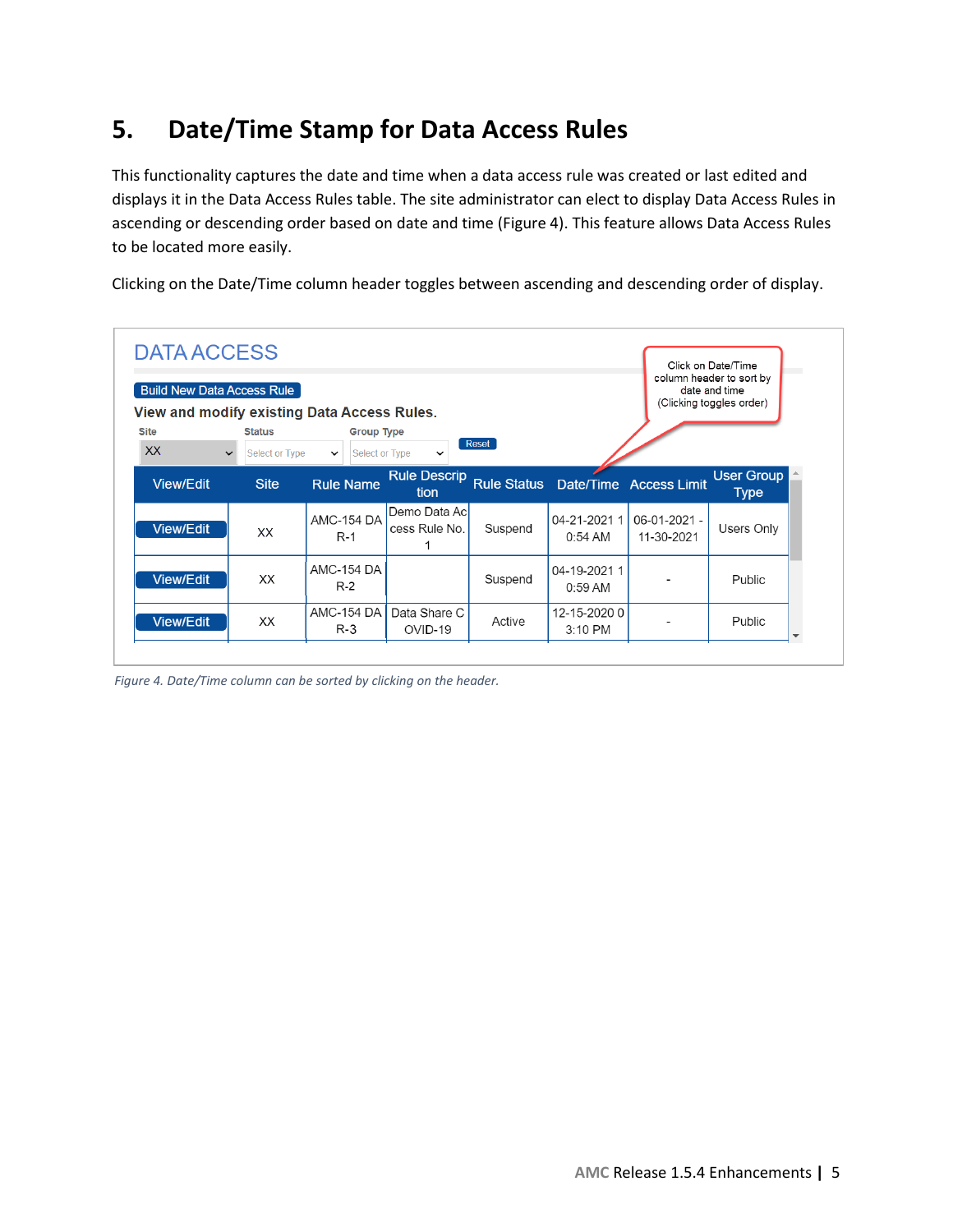# 5. Date/Time Stamp for Data Access Rules

This functionality captures the date and time when a data access rule was created or last edited and displays it in the Data Access Rules table. The site administrator can elect to display Data Access Rules in ascending or descending order based on date and time (Figure 4). This feature allows Data Access Rules to be located more easily.

Clicking on the Date/Time column header toggles between ascending and descending order of display.

DATA ACCESS

Build New Data Access Rule

View and modify existing Data Access Rules.

Site: XX | Status: Select or Type | Group Type: Select or Type | Reset

Click on Date/Time column header to sort by date and time (Clicking toggles order)

| View/Edit | Site | Rule Name | Rule Description | Rule Status | Date/Time | Access Limit | User Group Type |
|---|---|---|---|---|---|---|---|
| View/Edit | XX | AMC-154 DAR-1 | Demo Data Access Rule No. 1 | Suspend | 04-21-2021 10:54 AM | 06-01-2021 - 11-30-2021 | Users Only |
| View/Edit | XX | AMC-154 DAR-2 | | Suspend | 04-19-2021 10:59 AM | - | Public |
| View/Edit | XX | AMC-154 DAR-3 | Data Share COVID-19 | Active | 12-15-2020 03:10 PM | - | Public |

*Figure 4. Date/Time column can be sorted by clicking on the header.*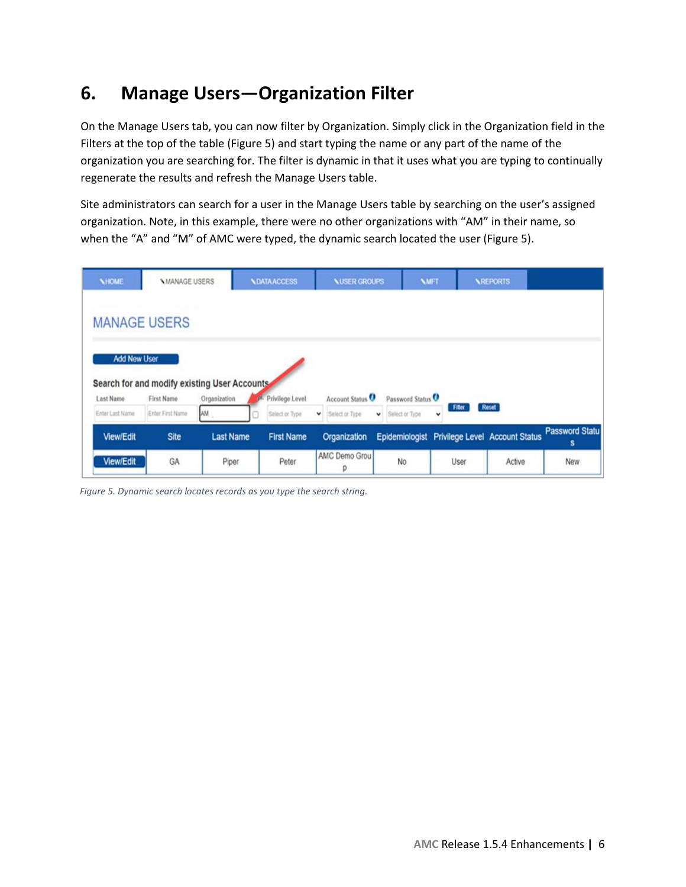# 6. Manage Users—Organization Filter

On the Manage Users tab, you can now filter by Organization. Simply click in the Organization field in the Filters at the top of the table (Figure 5) and start typing the name or any part of the name of the organization you are searching for. The filter is dynamic in that it uses what you are typing to continually regenerate the results and refresh the Manage Users table.

Site administrators can search for a user in the Manage Users table by searching on the user's assigned organization. Note, in this example, there were no other organizations with "AM" in their name, so when the "A" and "M" of AMC were typed, the dynamic search located the user (Figure 5).

*Figure 5. Dynamic search locates records as you type the search string.*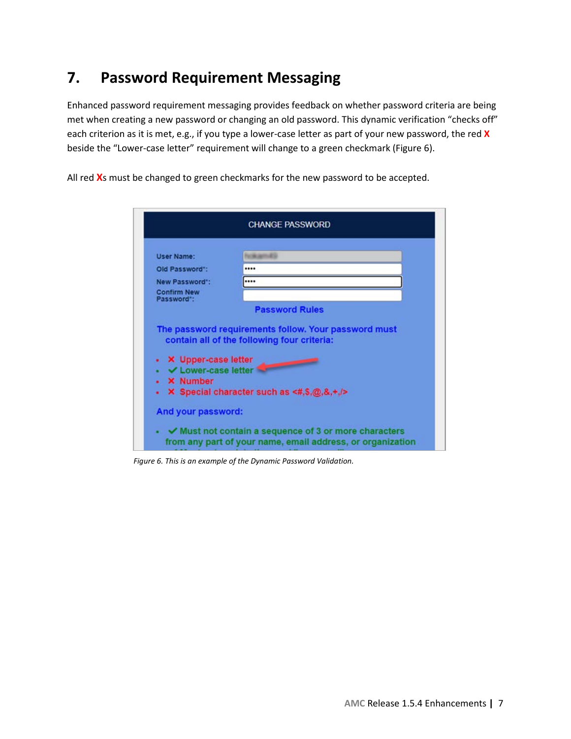## 7. Password Requirement Messaging

Enhanced password requirement messaging provides feedback on whether password criteria are being met when creating a new password or changing an old password. This dynamic verification "checks off" each criterion as it is met, e.g., if you type a lower-case letter as part of your new password, the red **X** beside the "Lower-case letter" requirement will change to a green checkmark (Figure 6).

All red **X**s must be changed to green checkmarks for the new password to be accepted.

*Figure 6. This is an example of the Dynamic Password Validation.*